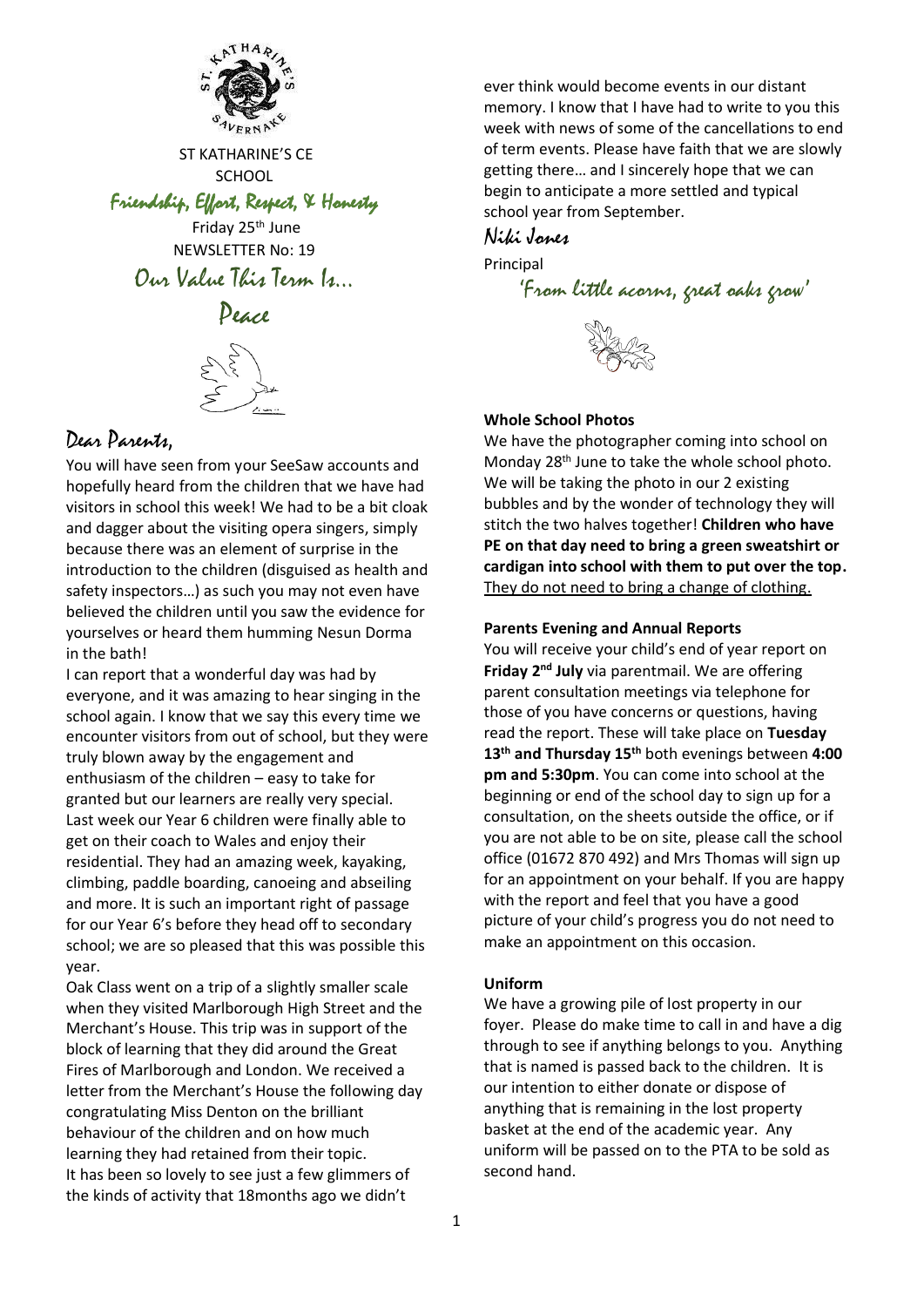ST KATHARINE'S CE SCHOOL

Friendship, Effort, Respect, & Honesty

Friday 25th June

NEWSLETTER No: 19

## Our Value This Term Is...

## Peace

## Dear Parents,

You will have seen from your SeeSaw accounts and hopefully heard from the children that we have had visitors in school this week! We had to be a bit cloak and dagger about the visiting opera singers, simply because there was an element of surprise in the introduction to the children (disguised as health and safety inspectors…) as such you may not even have believed the children until you saw the evidence for yourselves or heard them humming Nesun Dorma in the bath!

I can report that a wonderful day was had by everyone, and it was amazing to hear singing in the school again. I know that we say this every time we encounter visitors from out of school, but they were truly blown away by the engagement and enthusiasm of the children – easy to take for granted but our learners are really very special.

Last week our Year 6 children were finally able to get on their coach to Wales and enjoy their residential. They had an amazing week, kayaking, climbing, paddle boarding, canoeing and abseiling and more. It is such an important right of passage for our Year 6's before they head off to secondary school; we are so pleased that this was possible this year.

Oak Class went on a trip of a slightly smaller scale when they visited Marlborough High Street and the Merchant's House. This trip was in support of the block of learning that they did around the Great Fires of Marlborough and London. We received a letter from the Merchant's House the following day congratulating Miss Denton on the brilliant behaviour of the children and on how much learning they had retained from their topic.

It has been so lovely to see just a few glimmers of the kinds of activity that 18months ago we didn't ever think would become events in our distant memory. I know that I have had to write to you this week with news of some of the cancellations to end of term events. Please have faith that we are slowly getting there… and I sincerely hope that we can begin to anticipate a more settled and typical school year from September.

Niki Jones

Principal

'From little acorns, great oaks grow'

### Whole School Photos

We have the photographer coming into school on Monday 28th June to take the whole school photo. We will be taking the photo in our 2 existing bubbles and by the wonder of technology they will stitch the two halves together! **Children who have PE on that day need to bring a green sweatshirt or cardigan into school with them to put over the top.** They do not need to bring a change of clothing.

### Parents Evening and Annual Reports

You will receive your child's end of year report on **Friday 2nd July** via parentmail. We are offering parent consultation meetings via telephone for those of you have concerns or questions, having read the report. These will take place on **Tuesday 13th and Thursday 15th** both evenings between **4:00 pm and 5:30pm**. You can come into school at the beginning or end of the school day to sign up for a consultation, on the sheets outside the office, or if you are not able to be on site, please call the school office (01672 870 492) and Mrs Thomas will sign up for an appointment on your behalf. If you are happy with the report and feel that you have a good picture of your child's progress you do not need to make an appointment on this occasion.

### Uniform

We have a growing pile of lost property in our foyer. Please do make time to call in and have a dig through to see if anything belongs to you. Anything that is named is passed back to the children. It is our intention to either donate or dispose of anything that is remaining in the lost property basket at the end of the academic year. Any uniform will be passed on to the PTA to be sold as second hand.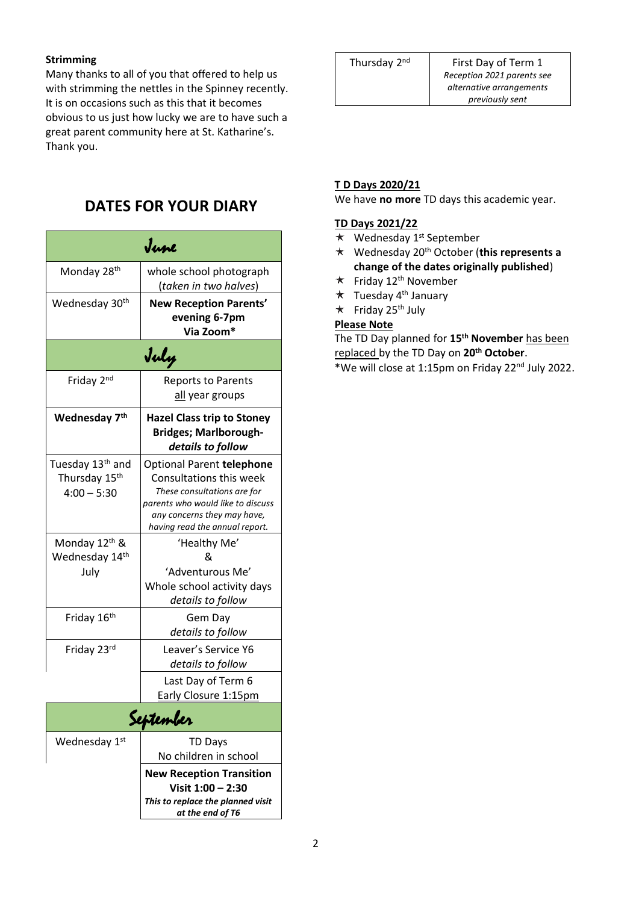**Strimming**

Many thanks to all of you that offered to help us with strimming the nettles in the Spinney recently. It is on occasions such as this that it becomes obvious to us just how lucky we are to have such a great parent community here at St. Katharine's. Thank you.

## DATES FOR YOUR DIARY

| | |
|---|---|
| **June** | |
| Monday 28th | whole school photograph (*taken in two halves*) |
| Wednesday 30th | **New Reception Parents' evening 6-7pm Via Zoom*** |
| **July** | |
| Friday 2nd | Reports to Parents <u>all</u> year groups |
| **Wednesday 7th** | **Hazel Class trip to Stoney Bridges; Marlborough-** ***details to follow*** |
| Tuesday 13th and Thursday 15th 4:00 – 5:30 | Optional Parent **telephone** Consultations this week *These consultations are for parents who would like to discuss any concerns they may have, having read the annual report.* |
| Monday 12th & Wednesday 14th July | 'Healthy Me' & 'Adventurous Me' Whole school activity days *details to follow* |
| Friday 16th | Gem Day *details to follow* |
| Friday 23rd | Leaver's Service Y6 *details to follow* |
| | Last Day of Term 6 <u>Early Closure 1:15pm</u> |
| **September** | |
| Wednesday 1st | TD Days No children in school |
| | **New Reception Transition Visit 1:00 – 2:30** ***This to replace the planned visit at the end of T6*** |
| Thursday 2nd | First Day of Term 1 *Reception 2021 parents see alternative arrangements previously sent* |

**<u>T D Days 2020/21</u>**

We have **no more** TD days this academic year.

**<u>TD Days 2021/22</u>**

- Wednesday 1st September
- Wednesday 20th October (**this represents a change of the dates originally published**)
- Friday 12th November
- Tuesday 4th January
- Friday 25th July

**<u>Please Note</u>**

The TD Day planned for **15th November** <u>has been replaced</u> by the TD Day on **20th October**.

*We will close at 1:15pm on Friday 22nd July 2022.